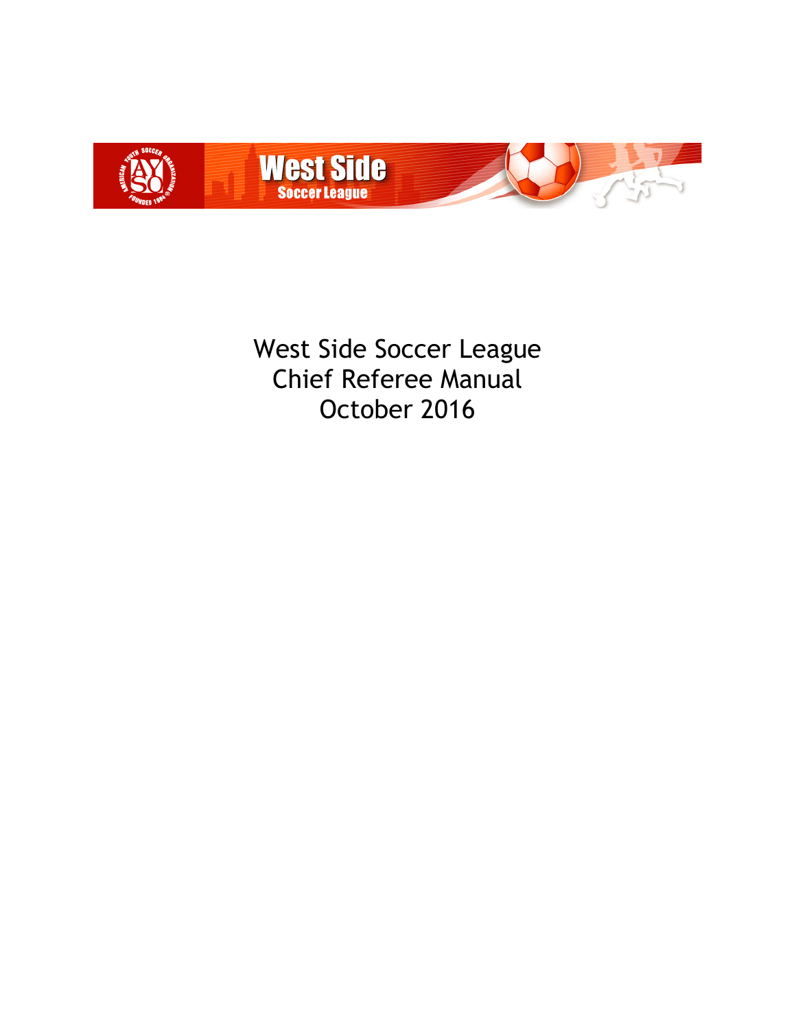# West Side Soccer League
# Chief Referee Manual
# October 2016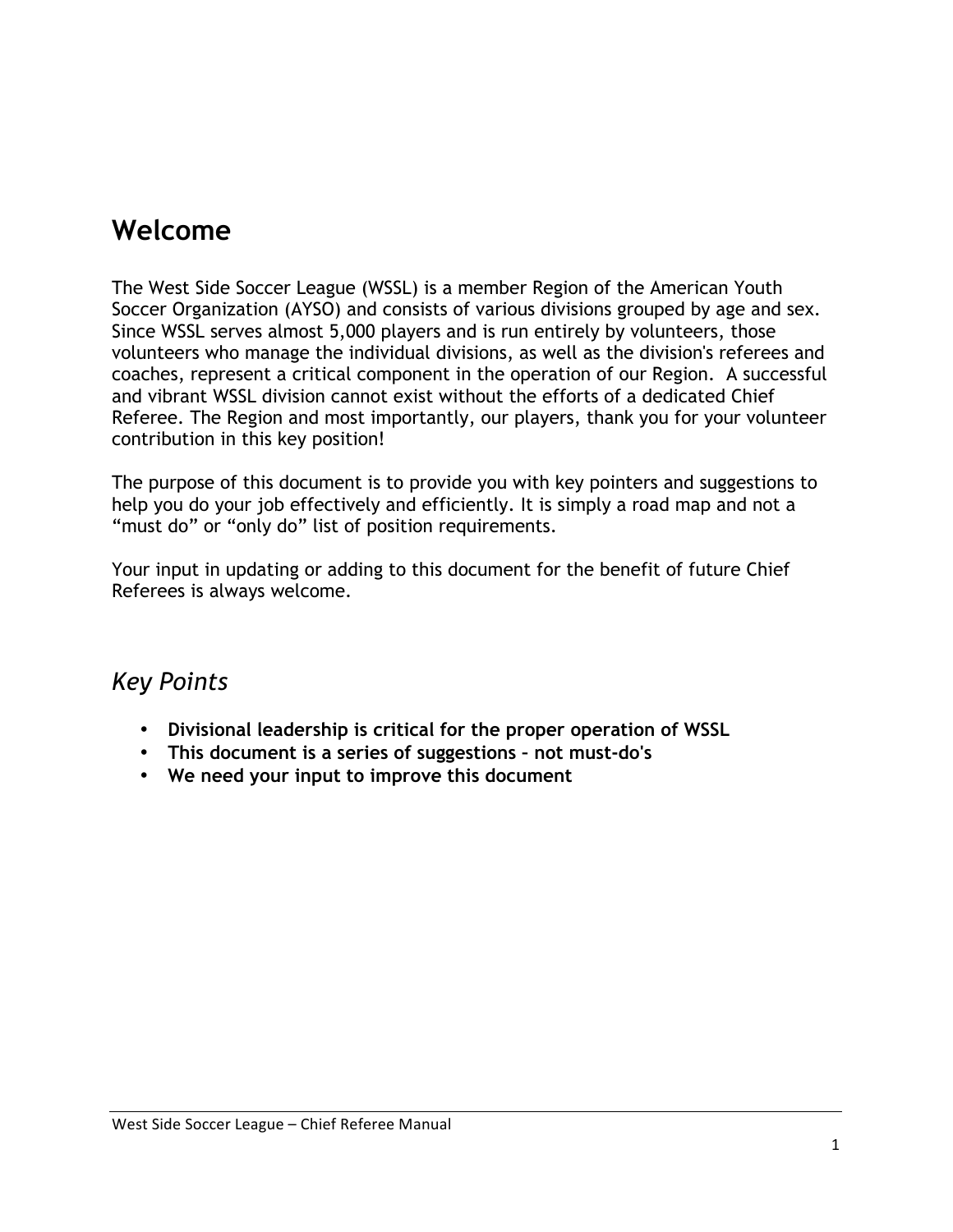# Welcome

The West Side Soccer League (WSSL) is a member Region of the American Youth Soccer Organization (AYSO) and consists of various divisions grouped by age and sex. Since WSSL serves almost 5,000 players and is run entirely by volunteers, those volunteers who manage the individual divisions, as well as the division's referees and coaches, represent a critical component in the operation of our Region. A successful and vibrant WSSL division cannot exist without the efforts of a dedicated Chief Referee. The Region and most importantly, our players, thank you for your volunteer contribution in this key position!

The purpose of this document is to provide you with key pointers and suggestions to help you do your job effectively and efficiently. It is simply a road map and not a “must do” or “only do” list of position requirements.

Your input in updating or adding to this document for the benefit of future Chief Referees is always welcome.

## *Key Points*

- **Divisional leadership is critical for the proper operation of WSSL**
- **This document is a series of suggestions – not must-do's**
- **We need your input to improve this document**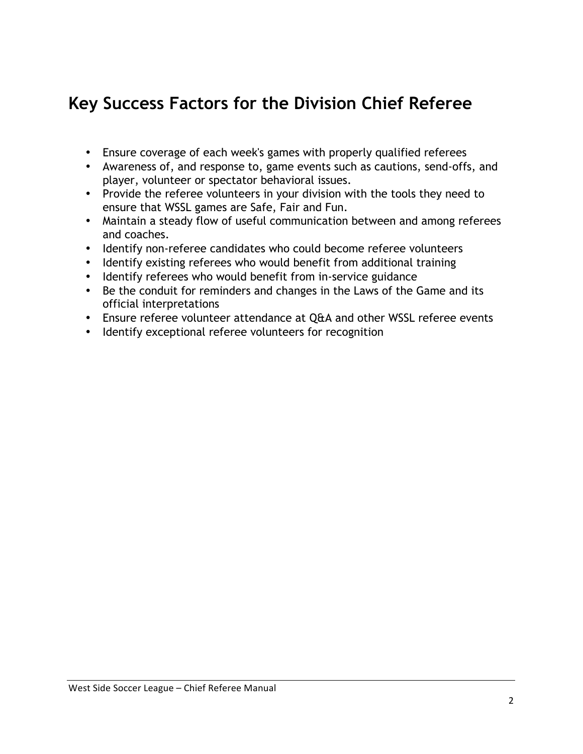## Key Success Factors for the Division Chief Referee

- Ensure coverage of each week's games with properly qualified referees
- Awareness of, and response to, game events such as cautions, send-offs, and player, volunteer or spectator behavioral issues.
- Provide the referee volunteers in your division with the tools they need to ensure that WSSL games are Safe, Fair and Fun.
- Maintain a steady flow of useful communication between and among referees and coaches.
- Identify non-referee candidates who could become referee volunteers
- Identify existing referees who would benefit from additional training
- Identify referees who would benefit from in-service guidance
- Be the conduit for reminders and changes in the Laws of the Game and its official interpretations
- Ensure referee volunteer attendance at Q&A and other WSSL referee events
- Identify exceptional referee volunteers for recognition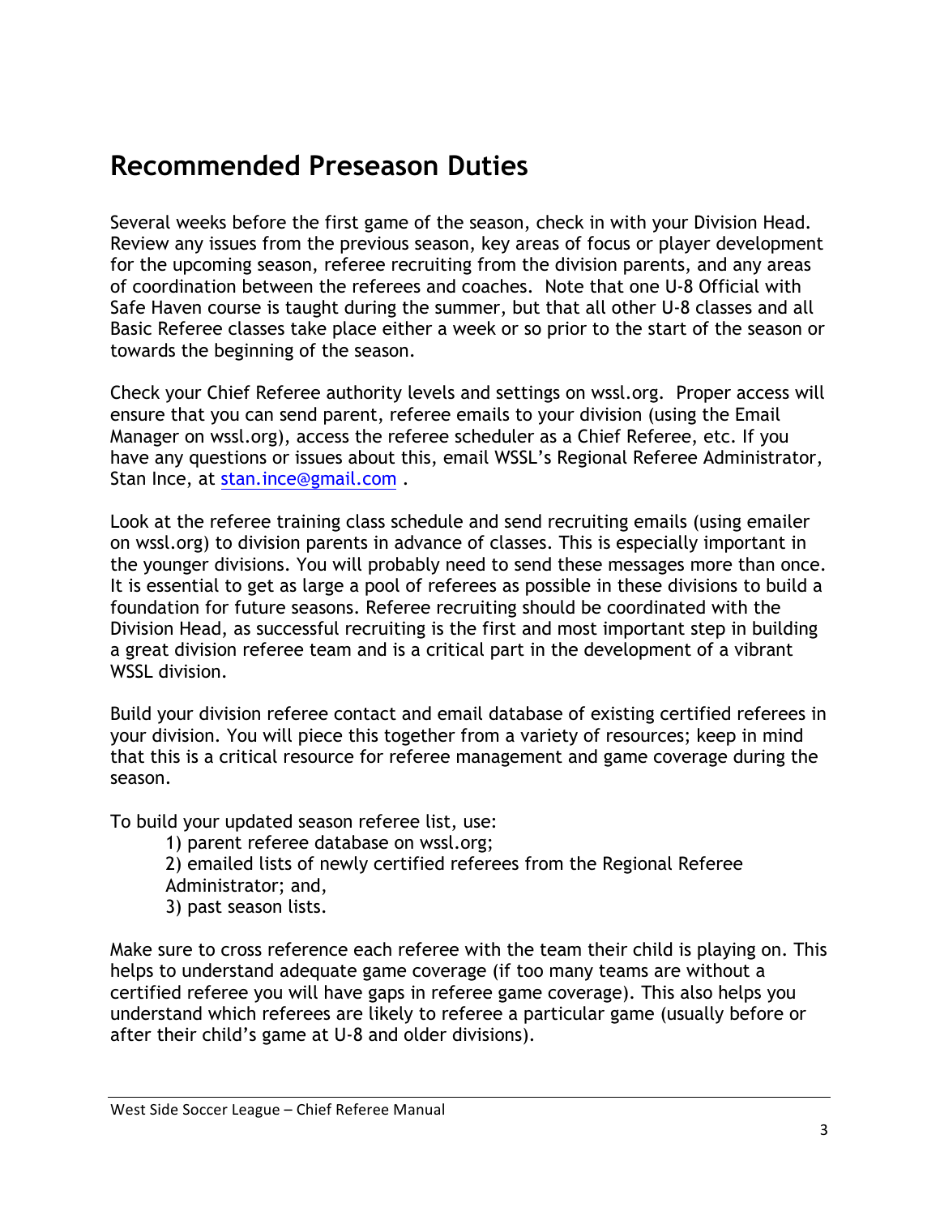# Recommended Preseason Duties

Several weeks before the first game of the season, check in with your Division Head. Review any issues from the previous season, key areas of focus or player development for the upcoming season, referee recruiting from the division parents, and any areas of coordination between the referees and coaches. Note that one U-8 Official with Safe Haven course is taught during the summer, but that all other U-8 classes and all Basic Referee classes take place either a week or so prior to the start of the season or towards the beginning of the season.

Check your Chief Referee authority levels and settings on wssl.org. Proper access will ensure that you can send parent, referee emails to your division (using the Email Manager on wssl.org), access the referee scheduler as a Chief Referee, etc. If you have any questions or issues about this, email WSSL's Regional Referee Administrator, Stan Ince, at stan.ince@gmail.com .

Look at the referee training class schedule and send recruiting emails (using emailer on wssl.org) to division parents in advance of classes. This is especially important in the younger divisions. You will probably need to send these messages more than once. It is essential to get as large a pool of referees as possible in these divisions to build a foundation for future seasons. Referee recruiting should be coordinated with the Division Head, as successful recruiting is the first and most important step in building a great division referee team and is a critical part in the development of a vibrant WSSL division.

Build your division referee contact and email database of existing certified referees in your division. You will piece this together from a variety of resources; keep in mind that this is a critical resource for referee management and game coverage during the season.

To build your updated season referee list, use:

1) parent referee database on wssl.org;
2) emailed lists of newly certified referees from the Regional Referee Administrator; and,
3) past season lists.

Make sure to cross reference each referee with the team their child is playing on. This helps to understand adequate game coverage (if too many teams are without a certified referee you will have gaps in referee game coverage). This also helps you understand which referees are likely to referee a particular game (usually before or after their child's game at U-8 and older divisions).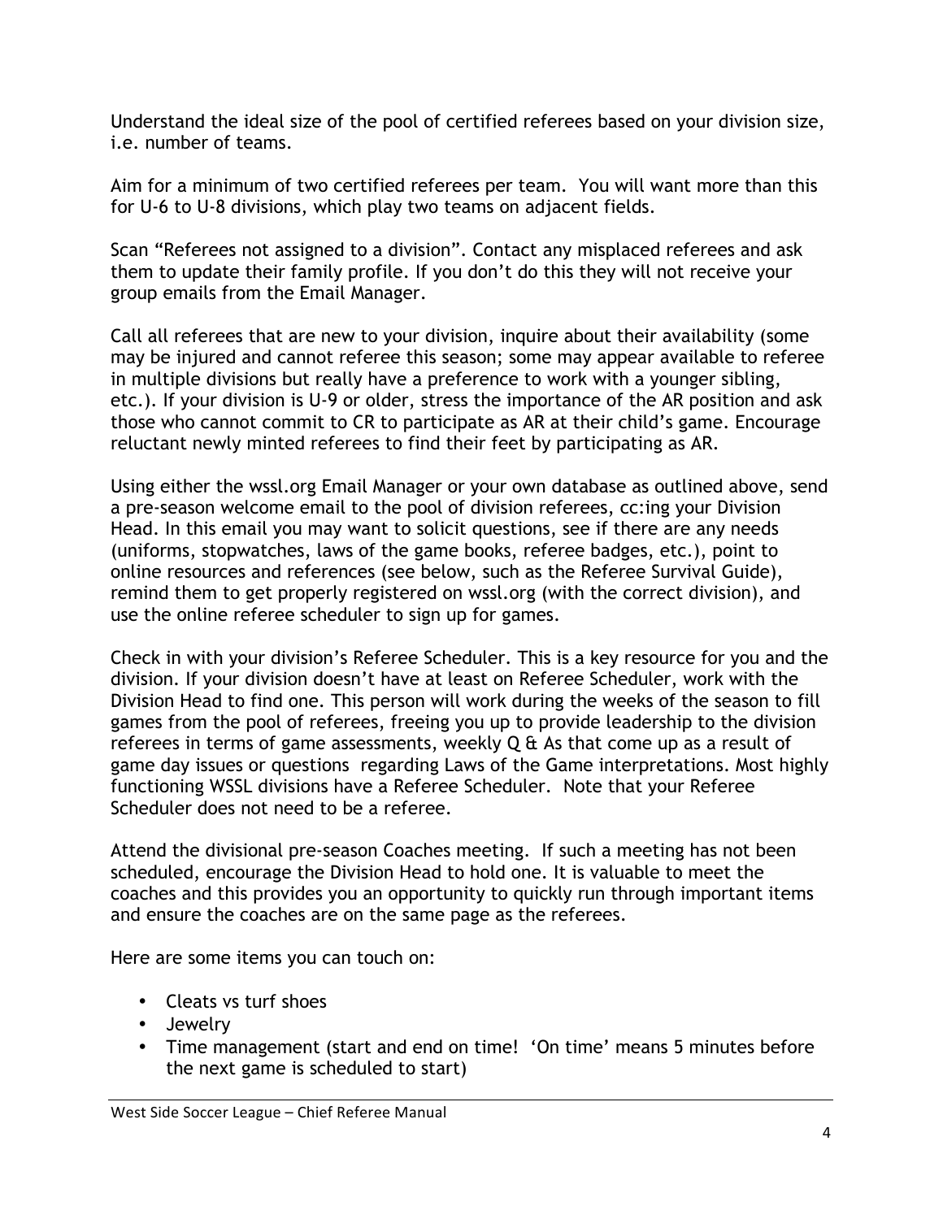Understand the ideal size of the pool of certified referees based on your division size, i.e. number of teams.

Aim for a minimum of two certified referees per team. You will want more than this for U-6 to U-8 divisions, which play two teams on adjacent fields.

Scan "Referees not assigned to a division". Contact any misplaced referees and ask them to update their family profile. If you don't do this they will not receive your group emails from the Email Manager.

Call all referees that are new to your division, inquire about their availability (some may be injured and cannot referee this season; some may appear available to referee in multiple divisions but really have a preference to work with a younger sibling, etc.). If your division is U-9 or older, stress the importance of the AR position and ask those who cannot commit to CR to participate as AR at their child's game. Encourage reluctant newly minted referees to find their feet by participating as AR.

Using either the wssl.org Email Manager or your own database as outlined above, send a pre-season welcome email to the pool of division referees, cc:ing your Division Head. In this email you may want to solicit questions, see if there are any needs (uniforms, stopwatches, laws of the game books, referee badges, etc.), point to online resources and references (see below, such as the Referee Survival Guide), remind them to get properly registered on wssl.org (with the correct division), and use the online referee scheduler to sign up for games.

Check in with your division's Referee Scheduler. This is a key resource for you and the division. If your division doesn't have at least on Referee Scheduler, work with the Division Head to find one. This person will work during the weeks of the season to fill games from the pool of referees, freeing you up to provide leadership to the division referees in terms of game assessments, weekly Q & As that come up as a result of game day issues or questions regarding Laws of the Game interpretations. Most highly functioning WSSL divisions have a Referee Scheduler. Note that your Referee Scheduler does not need to be a referee.

Attend the divisional pre-season Coaches meeting. If such a meeting has not been scheduled, encourage the Division Head to hold one. It is valuable to meet the coaches and this provides you an opportunity to quickly run through important items and ensure the coaches are on the same page as the referees.

Here are some items you can touch on:

- Cleats vs turf shoes
- Jewelry
- Time management (start and end on time! 'On time' means 5 minutes before the next game is scheduled to start)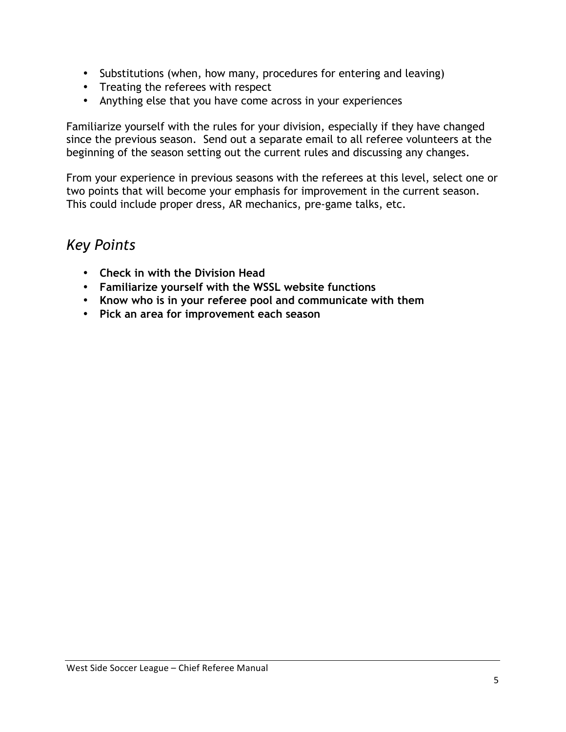- Substitutions (when, how many, procedures for entering and leaving)
- Treating the referees with respect
- Anything else that you have come across in your experiences

Familiarize yourself with the rules for your division, especially if they have changed since the previous season. Send out a separate email to all referee volunteers at the beginning of the season setting out the current rules and discussing any changes.

From your experience in previous seasons with the referees at this level, select one or two points that will become your emphasis for improvement in the current season. This could include proper dress, AR mechanics, pre-game talks, etc.

## *Key Points*

- **Check in with the Division Head**
- **Familiarize yourself with the WSSL website functions**
- **Know who is in your referee pool and communicate with them**
- **Pick an area for improvement each season**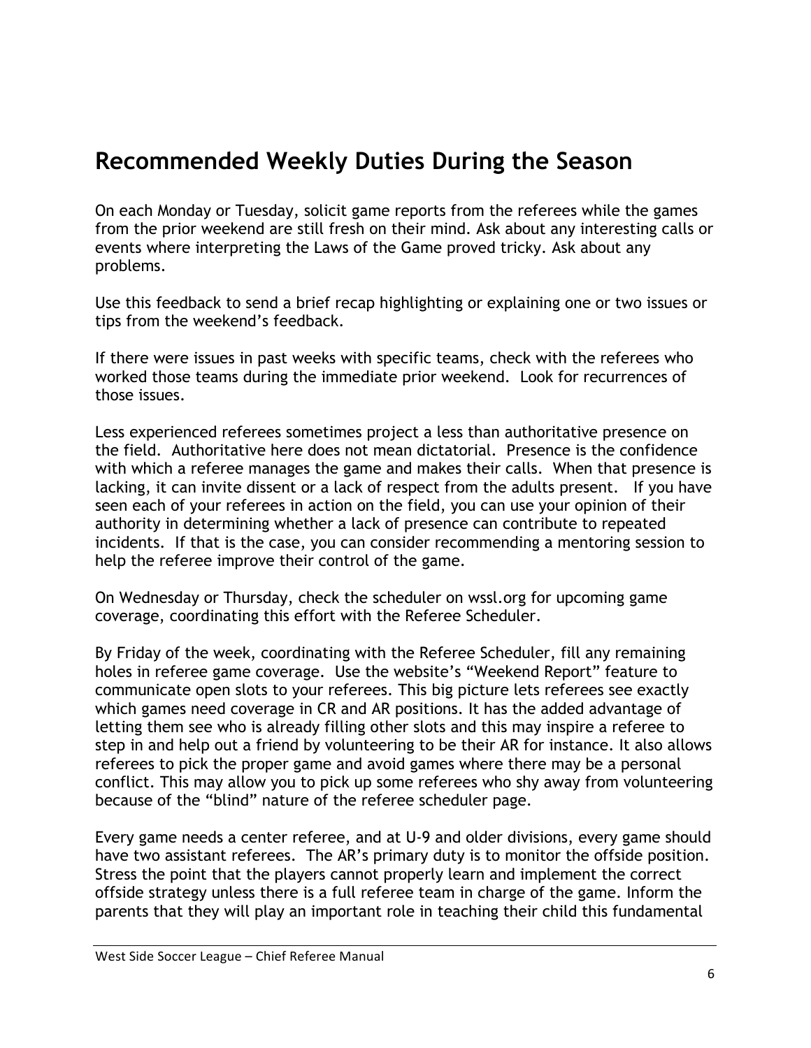## Recommended Weekly Duties During the Season

On each Monday or Tuesday, solicit game reports from the referees while the games from the prior weekend are still fresh on their mind. Ask about any interesting calls or events where interpreting the Laws of the Game proved tricky. Ask about any problems.

Use this feedback to send a brief recap highlighting or explaining one or two issues or tips from the weekend's feedback.

If there were issues in past weeks with specific teams, check with the referees who worked those teams during the immediate prior weekend. Look for recurrences of those issues.

Less experienced referees sometimes project a less than authoritative presence on the field. Authoritative here does not mean dictatorial. Presence is the confidence with which a referee manages the game and makes their calls. When that presence is lacking, it can invite dissent or a lack of respect from the adults present. If you have seen each of your referees in action on the field, you can use your opinion of their authority in determining whether a lack of presence can contribute to repeated incidents. If that is the case, you can consider recommending a mentoring session to help the referee improve their control of the game.

On Wednesday or Thursday, check the scheduler on wssl.org for upcoming game coverage, coordinating this effort with the Referee Scheduler.

By Friday of the week, coordinating with the Referee Scheduler, fill any remaining holes in referee game coverage. Use the website's "Weekend Report" feature to communicate open slots to your referees. This big picture lets referees see exactly which games need coverage in CR and AR positions. It has the added advantage of letting them see who is already filling other slots and this may inspire a referee to step in and help out a friend by volunteering to be their AR for instance. It also allows referees to pick the proper game and avoid games where there may be a personal conflict. This may allow you to pick up some referees who shy away from volunteering because of the "blind" nature of the referee scheduler page.

Every game needs a center referee, and at U-9 and older divisions, every game should have two assistant referees. The AR's primary duty is to monitor the offside position. Stress the point that the players cannot properly learn and implement the correct offside strategy unless there is a full referee team in charge of the game. Inform the parents that they will play an important role in teaching their child this fundamental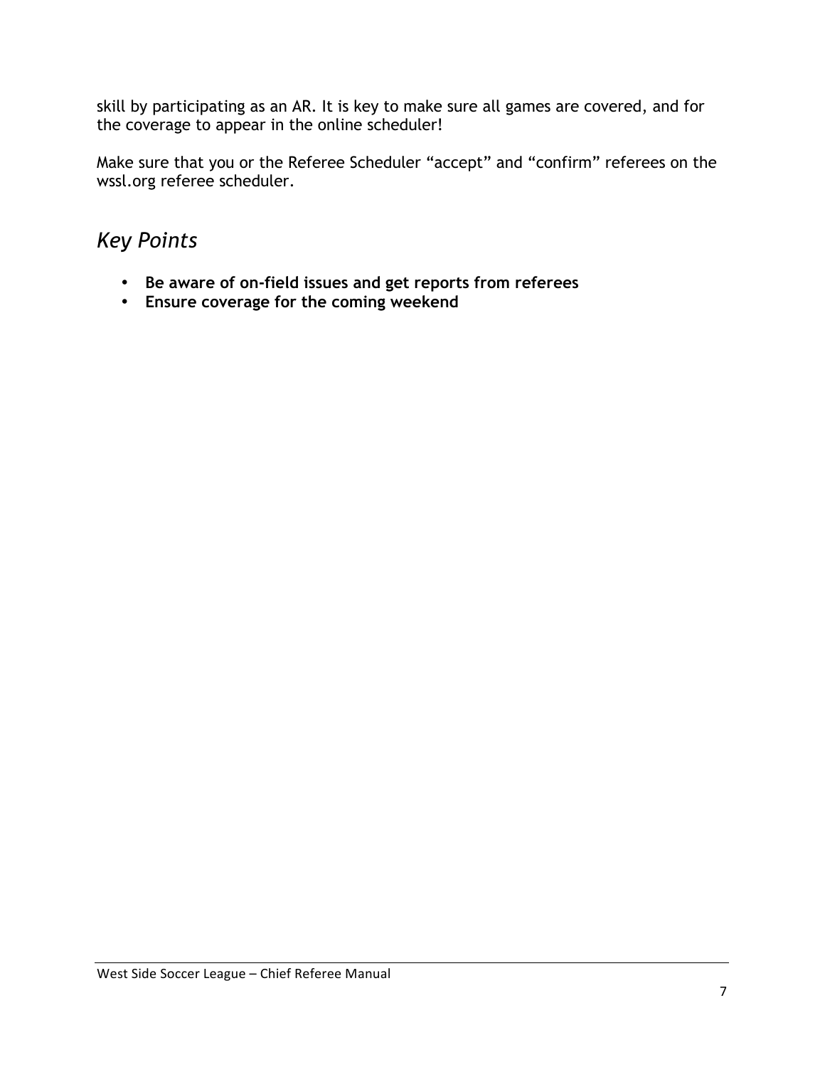skill by participating as an AR. It is key to make sure all games are covered, and for the coverage to appear in the online scheduler!

Make sure that you or the Referee Scheduler “accept” and “confirm” referees on the wssl.org referee scheduler.

## *Key Points*

- **Be aware of on-field issues and get reports from referees**
- **Ensure coverage for the coming weekend**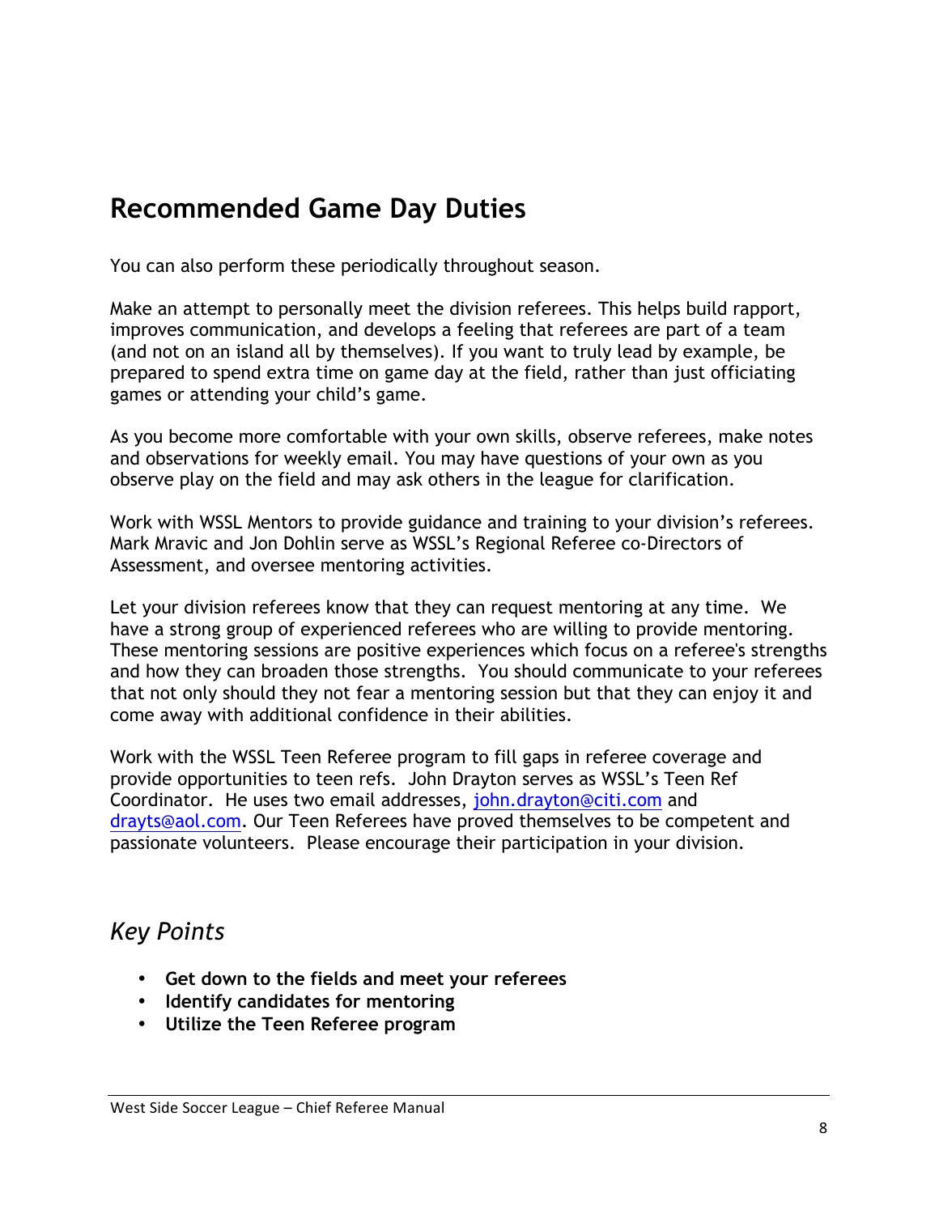# Recommended Game Day Duties

You can also perform these periodically throughout season.

Make an attempt to personally meet the division referees. This helps build rapport, improves communication, and develops a feeling that referees are part of a team (and not on an island all by themselves). If you want to truly lead by example, be prepared to spend extra time on game day at the field, rather than just officiating games or attending your child's game.

As you become more comfortable with your own skills, observe referees, make notes and observations for weekly email. You may have questions of your own as you observe play on the field and may ask others in the league for clarification.

Work with WSSL Mentors to provide guidance and training to your division's referees. Mark Mravic and Jon Dohlin serve as WSSL's Regional Referee co-Directors of Assessment, and oversee mentoring activities.

Let your division referees know that they can request mentoring at any time. We have a strong group of experienced referees who are willing to provide mentoring. These mentoring sessions are positive experiences which focus on a referee's strengths and how they can broaden those strengths. You should communicate to your referees that not only should they not fear a mentoring session but that they can enjoy it and come away with additional confidence in their abilities.

Work with the WSSL Teen Referee program to fill gaps in referee coverage and provide opportunities to teen refs. John Drayton serves as WSSL's Teen Ref Coordinator. He uses two email addresses, john.drayton@citi.com and drayts@aol.com. Our Teen Referees have proved themselves to be competent and passionate volunteers. Please encourage their participation in your division.

## *Key Points*

- **Get down to the fields and meet your referees**
- **Identify candidates for mentoring**
- **Utilize the Teen Referee program**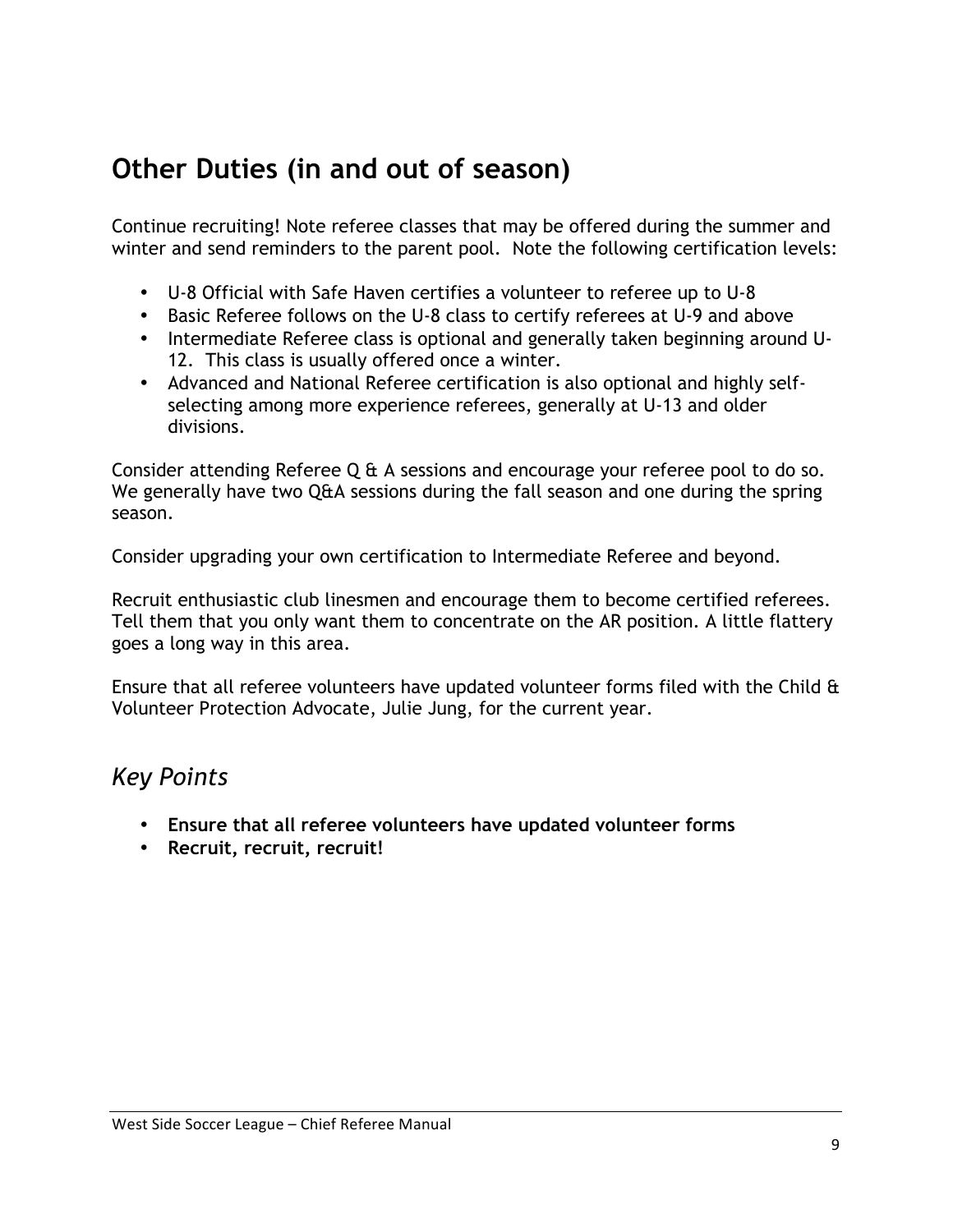## Other Duties (in and out of season)

Continue recruiting! Note referee classes that may be offered during the summer and winter and send reminders to the parent pool. Note the following certification levels:

- U-8 Official with Safe Haven certifies a volunteer to referee up to U-8
- Basic Referee follows on the U-8 class to certify referees at U-9 and above
- Intermediate Referee class is optional and generally taken beginning around U-12. This class is usually offered once a winter.
- Advanced and National Referee certification is also optional and highly self-selecting among more experience referees, generally at U-13 and older divisions.

Consider attending Referee Q & A sessions and encourage your referee pool to do so. We generally have two Q&A sessions during the fall season and one during the spring season.

Consider upgrading your own certification to Intermediate Referee and beyond.

Recruit enthusiastic club linesmen and encourage them to become certified referees. Tell them that you only want them to concentrate on the AR position. A little flattery goes a long way in this area.

Ensure that all referee volunteers have updated volunteer forms filed with the Child & Volunteer Protection Advocate, Julie Jung, for the current year.

### *Key Points*

- **Ensure that all referee volunteers have updated volunteer forms**
- **Recruit, recruit, recruit!**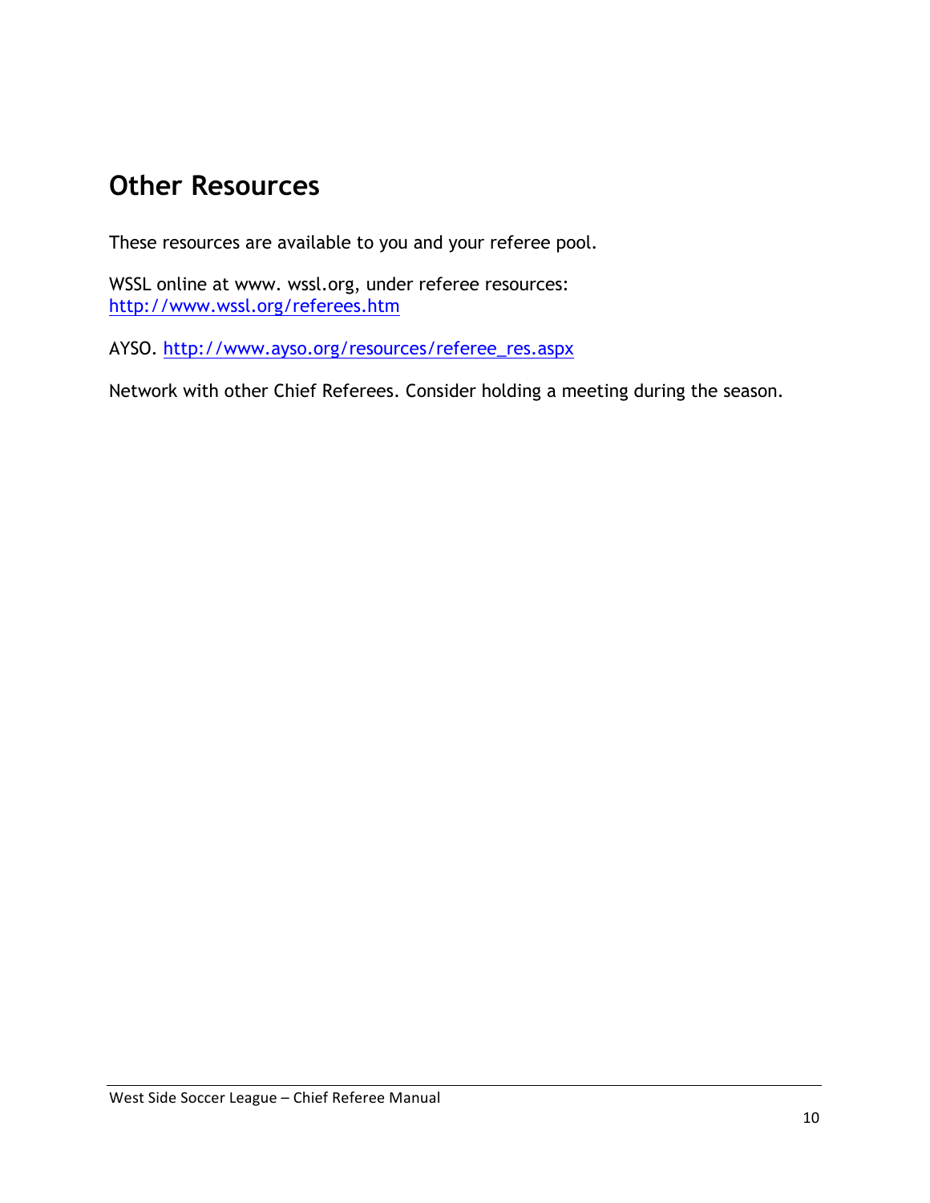## Other Resources

These resources are available to you and your referee pool.

WSSL online at www. wssl.org, under referee resources:
http://www.wssl.org/referees.htm

AYSO. http://www.ayso.org/resources/referee_res.aspx

Network with other Chief Referees. Consider holding a meeting during the season.